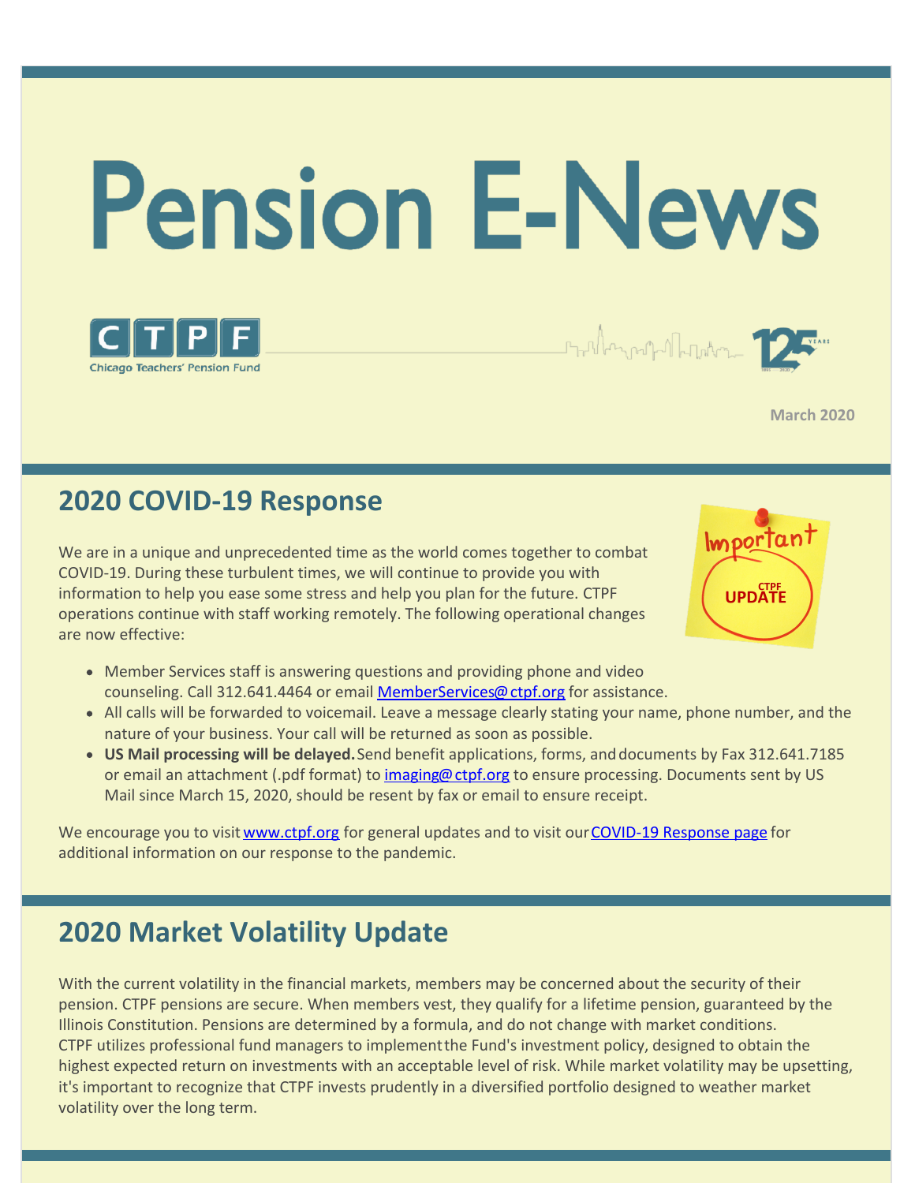# Pension E-News

CTPF
Chicago Teachers' Pension Fund

March 2020

## 2020 COVID-19 Response

We are in a unique and unprecedented time as the world comes together to combat COVID-19. During these turbulent times, we will continue to provide you with information to help you ease some stress and help you plan for the future. CTPF operations continue with staff working remotely. The following operational changes are now effective:

- Member Services staff is answering questions and providing phone and video counseling. Call 312.641.4464 or email MemberServices@ctpf.org for assistance.
- All calls will be forwarded to voicemail. Leave a message clearly stating your name, phone number, and the nature of your business. Your call will be returned as soon as possible.
- **US Mail processing will be delayed.** Send benefit applications, forms, and documents by Fax 312.641.7185 or email an attachment (.pdf format) to imaging@ctpf.org to ensure processing. Documents sent by US Mail since March 15, 2020, should be resent by fax or email to ensure receipt.

We encourage you to visit www.ctpf.org for general updates and to visit our COVID-19 Response page for additional information on our response to the pandemic.

## 2020 Market Volatility Update

With the current volatility in the financial markets, members may be concerned about the security of their pension. CTPF pensions are secure. When members vest, they qualify for a lifetime pension, guaranteed by the Illinois Constitution. Pensions are determined by a formula, and do not change with market conditions. CTPF utilizes professional fund managers to implement the Fund's investment policy, designed to obtain the highest expected return on investments with an acceptable level of risk. While market volatility may be upsetting, it's important to recognize that CTPF invests prudently in a diversified portfolio designed to weather market volatility over the long term.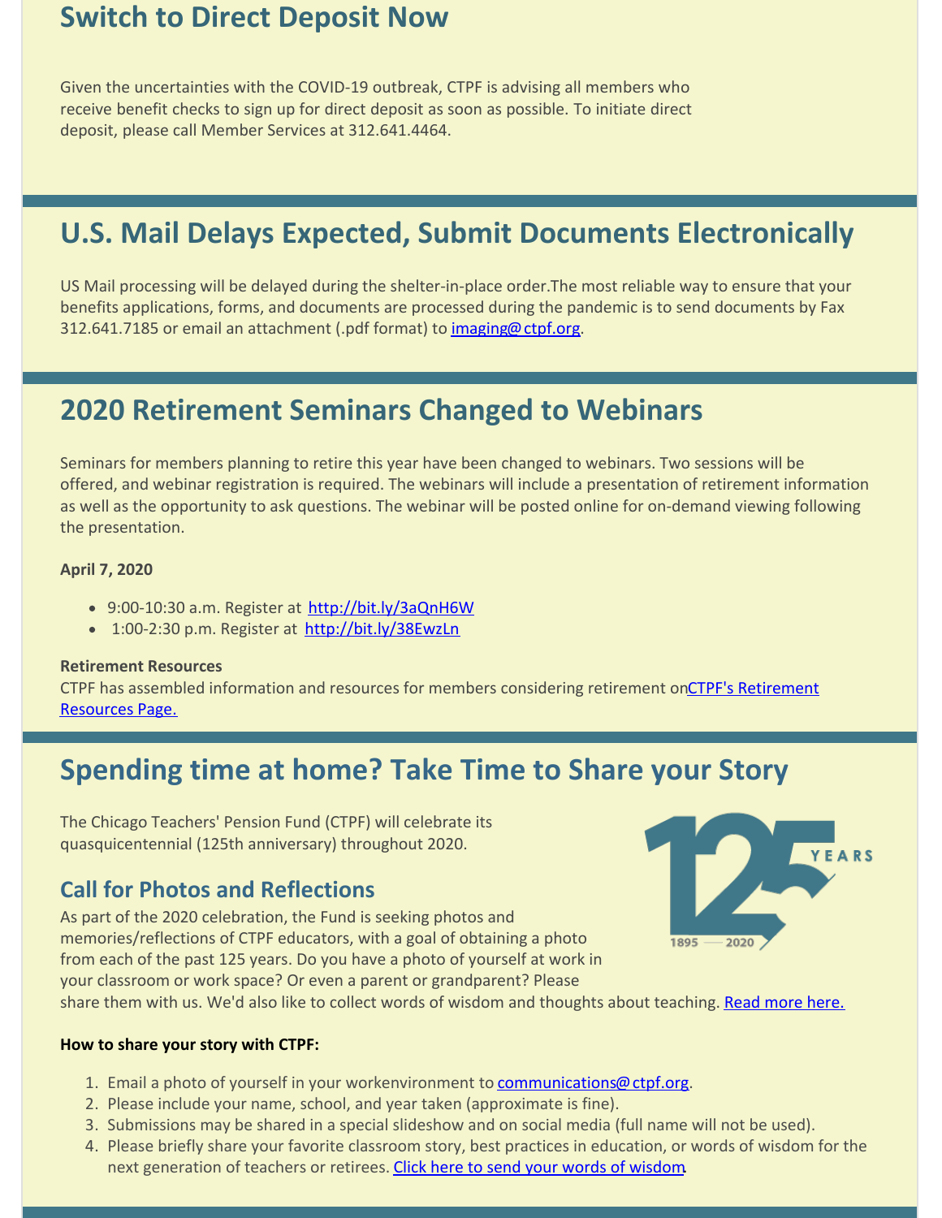## Switch to Direct Deposit Now

Given the uncertainties with the COVID-19 outbreak, CTPF is advising all members who receive benefit checks to sign up for direct deposit as soon as possible. To initiate direct deposit, please call Member Services at 312.641.4464.

## U.S. Mail Delays Expected, Submit Documents Electronically

US Mail processing will be delayed during the shelter-in-place order.The most reliable way to ensure that your benefits applications, forms, and documents are processed during the pandemic is to send documents by Fax 312.641.7185 or email an attachment (.pdf format) to imaging@ctpf.org.

## 2020 Retirement Seminars Changed to Webinars

Seminars for members planning to retire this year have been changed to webinars. Two sessions will be offered, and webinar registration is required. The webinars will include a presentation of retirement information as well as the opportunity to ask questions. The webinar will be posted online for on-demand viewing following the presentation.

**April 7, 2020**

- 9:00-10:30 a.m. Register at http://bit.ly/3aQnH6W
- 1:00-2:30 p.m. Register at http://bit.ly/38EwzLn

**Retirement Resources**
CTPF has assembled information and resources for members considering retirement onCTPF's Retirement Resources Page.

## Spending time at home? Take Time to Share your Story

The Chicago Teachers' Pension Fund (CTPF) will celebrate its quasquicentennial (125th anniversary) throughout 2020.

125 YEARS 1895 — 2020

### Call for Photos and Reflections

As part of the 2020 celebration, the Fund is seeking photos and memories/reflections of CTPF educators, with a goal of obtaining a photo from each of the past 125 years. Do you have a photo of yourself at work in your classroom or work space? Or even a parent or grandparent? Please share them with us. We'd also like to collect words of wisdom and thoughts about teaching. Read more here.

**How to share your story with CTPF:**

1. Email a photo of yourself in your workenvironment to communications@ctpf.org.
2. Please include your name, school, and year taken (approximate is fine).
3. Submissions may be shared in a special slideshow and on social media (full name will not be used).
4. Please briefly share your favorite classroom story, best practices in education, or words of wisdom for the next generation of teachers or retirees. Click here to send your words of wisdom.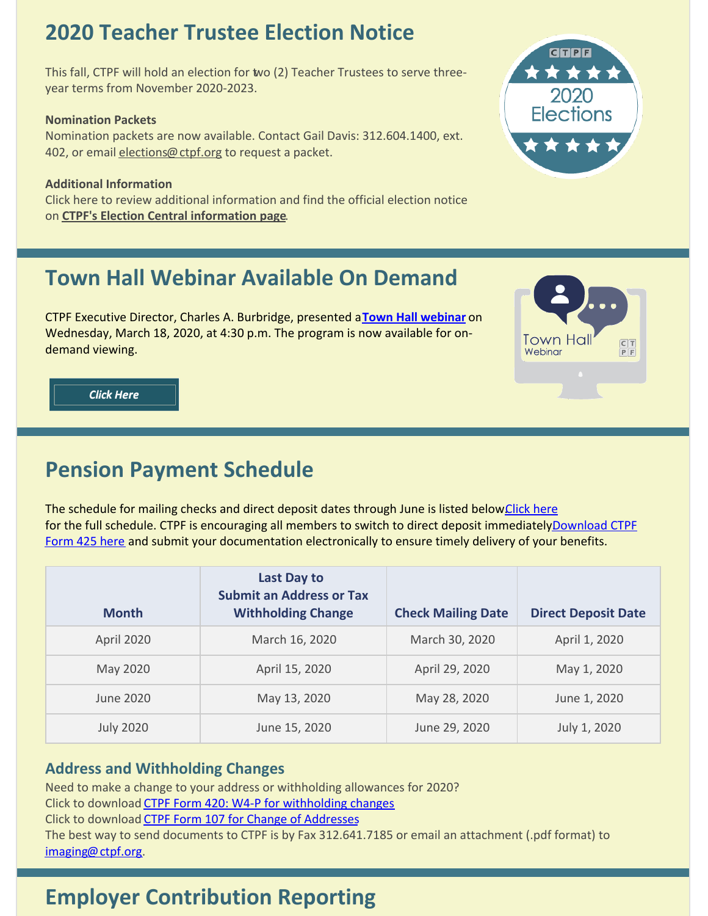## 2020 Teacher Trustee Election Notice

This fall, CTPF will hold an election for two (2) Teacher Trustees to serve three-year terms from November 2020-2023.

**Nomination Packets**
Nomination packets are now available. Contact Gail Davis: 312.604.1400, ext. 402, or email elections@ctpf.org to request a packet.

**Additional Information**
Click here to review additional information and find the official election notice on **CTPF's Election Central information page**.

## Town Hall Webinar Available On Demand

CTPF Executive Director, Charles A. Burbridge, presented a **Town Hall webinar** on Wednesday, March 18, 2020, at 4:30 p.m. The program is now available for on-demand viewing.

***Click Here***

## Pension Payment Schedule

The schedule for mailing checks and direct deposit dates through June is listed below. Click here for the full schedule. CTPF is encouraging all members to switch to direct deposit immediately. Download CTPF Form 425 here and submit your documentation electronically to ensure timely delivery of your benefits.

| Month | Last Day to Submit an Address or Tax Withholding Change | Check Mailing Date | Direct Deposit Date |
|---|---|---|---|
| April 2020 | March 16, 2020 | March 30, 2020 | April 1, 2020 |
| May 2020 | April 15, 2020 | April 29, 2020 | May 1, 2020 |
| June 2020 | May 13, 2020 | May 28, 2020 | June 1, 2020 |
| July 2020 | June 15, 2020 | June 29, 2020 | July 1, 2020 |

### Address and Withholding Changes

Need to make a change to your address or withholding allowances for 2020?
Click to download CTPF Form 420: W4-P for withholding changes
Click to download CTPF Form 107 for Change of Addresses
The best way to send documents to CTPF is by Fax 312.641.7185 or email an attachment (.pdf format) to imaging@ctpf.org.

## Employer Contribution Reporting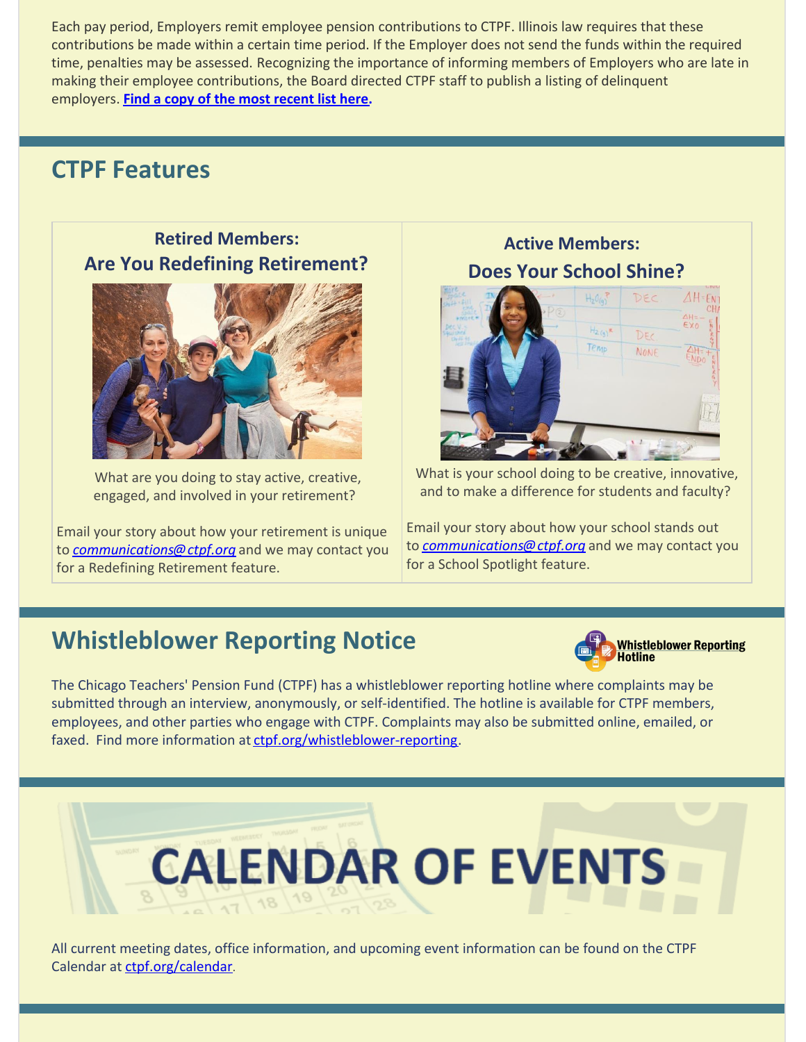Each pay period, Employers remit employee pension contributions to CTPF. Illinois law requires that these contributions be made within a certain time period. If the Employer does not send the funds within the required time, penalties may be assessed. Recognizing the importance of informing members of Employers who are late in making their employee contributions, the Board directed CTPF staff to publish a listing of delinquent employers. **Find a copy of the most recent list here.**

## CTPF Features

### Retired Members: Are You Redefining Retirement?

What are you doing to stay active, creative, engaged, and involved in your retirement?

Email your story about how your retirement is unique to *communications@ctpf.org* and we may contact you for a Redefining Retirement feature.

### Active Members: Does Your School Shine?

What is your school doing to be creative, innovative, and to make a difference for students and faculty?

Email your story about how your school stands out to *communications@ctpf.org* and we may contact you for a School Spotlight feature.

## Whistleblower Reporting Notice

Whistleblower Reporting Hotline

The Chicago Teachers' Pension Fund (CTPF) has a whistleblower reporting hotline where complaints may be submitted through an interview, anonymously, or self-identified. The hotline is available for CTPF members, employees, and other parties who engage with CTPF. Complaints may also be submitted online, emailed, or faxed. Find more information at ctpf.org/whistleblower-reporting.

## CALENDAR OF EVENTS

All current meeting dates, office information, and upcoming event information can be found on the CTPF Calendar at ctpf.org/calendar.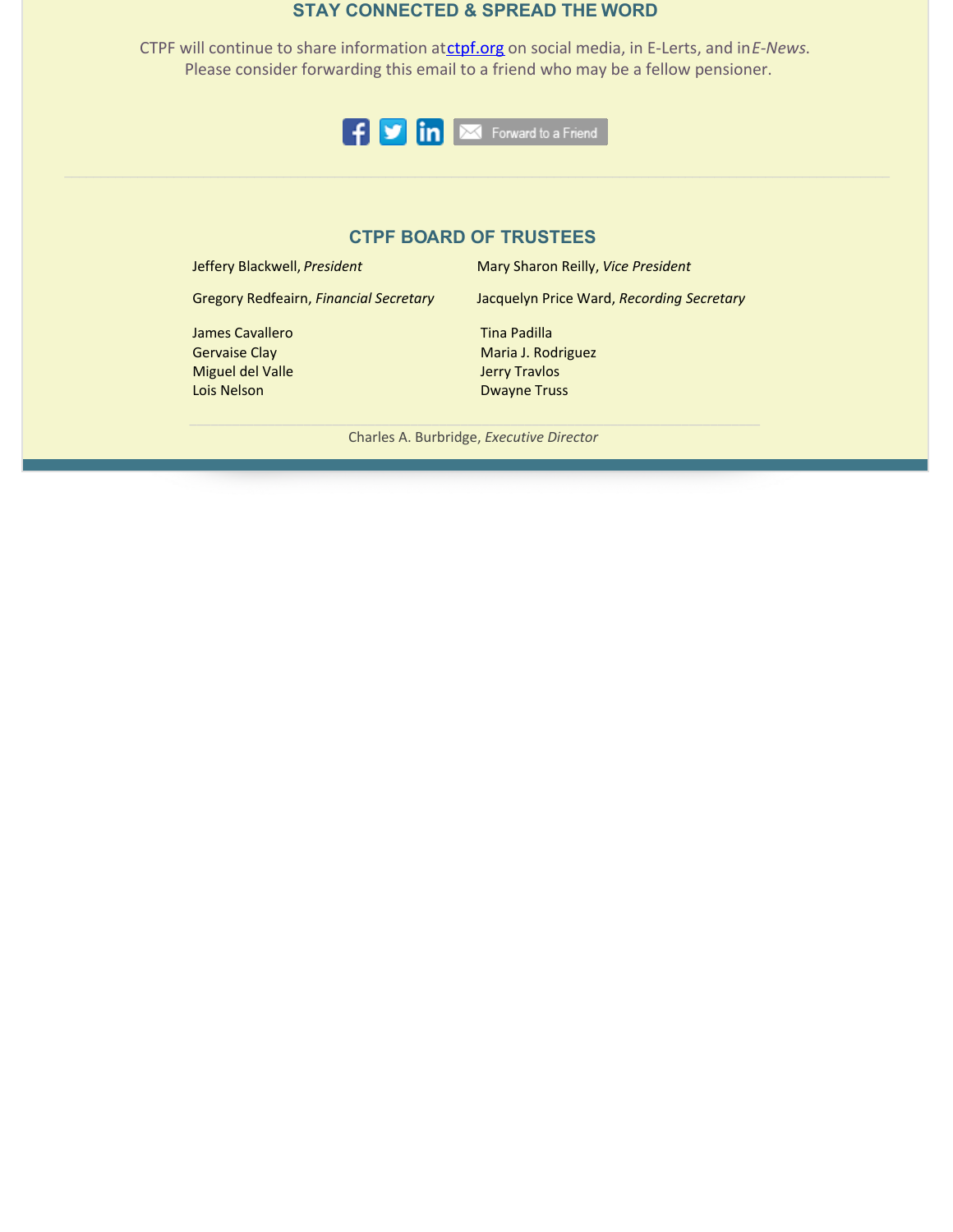## STAY CONNECTED & SPREAD THE WORD

CTPF will continue to share information at [ctpf.org](ctpf.org) on social media, in E-Lerts, and in *E-News*. Please consider forwarding this email to a friend who may be a fellow pensioner.

Forward to a Friend

---

## CTPF BOARD OF TRUSTEES

Jeffery Blackwell, *President*

Mary Sharon Reilly, *Vice President*

Gregory Redfeairn, *Financial Secretary*

Jacquelyn Price Ward, *Recording Secretary*

James Cavallero
Gervaise Clay
Miguel del Valle
Lois Nelson

Tina Padilla
Maria J. Rodriguez
Jerry Travlos
Dwayne Truss

---

Charles A. Burbridge, *Executive Director*